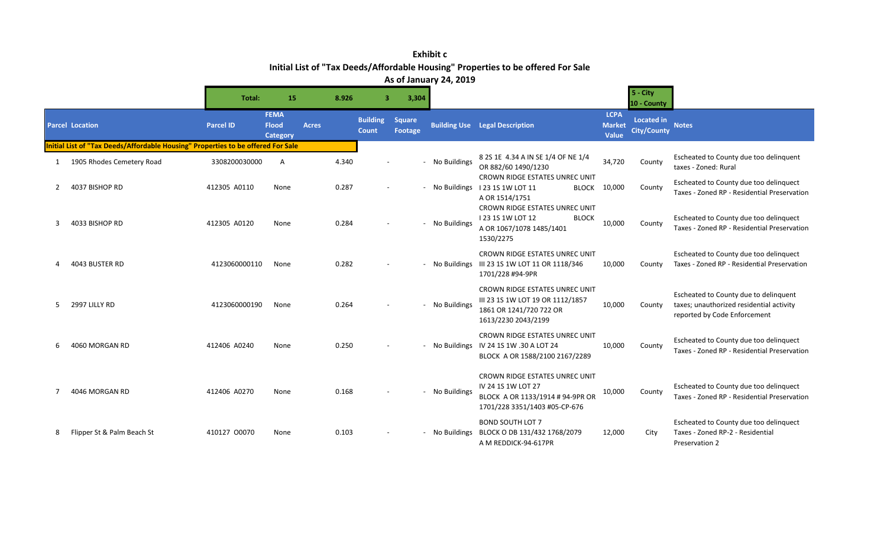# Exhibit c

## Initial List of "Tax Deeds/Affordable Housing" Properties to be offered For Sale

### As of January 24, 2019

| | | Total: | 15 | 8.926 | 3 | 3,304 | | | | 5 - City<br>10 - County | |
|---|---|---|---|---|---|---|---|---|---|---|---|
| **Parcel** | **Location** | **Parcel ID** | **FEMA Flood Category** | **Acres** | **Building Count** | **Square Footage** | **Building Use** | **Legal Description** | **LCPA Market Value** | **Located in City/County** | **Notes** |
| **Initial List of "Tax Deeds/Affordable Housing" Properties to be offered For Sale** | | | | | | | | | | | |
| 1 | 1905 Rhodes Cemetery Road | 3308200030000 | A | 4.340 | - | - | No Buildings | 8 2S 1E 4.34 A IN SE 1/4 OF NE 1/4 OR 882/60 1490/1230 | 34,720 | County | Escheated to County due too delinquent taxes - Zoned: Rural |
| 2 | 4037 BISHOP RD | 412305 A0110 | None | 0.287 | - | - | No Buildings | CROWN RIDGE ESTATES UNREC UNIT I 23 1S 1W LOT 11 BLOCK A OR 1514/1751 | 10,000 | County | Escheated to County due too delinquent Taxes - Zoned RP - Residential Preservation |
| 3 | 4033 BISHOP RD | 412305 A0120 | None | 0.284 | - | - | No Buildings | CROWN RIDGE ESTATES UNREC UNIT I 23 1S 1W LOT 12 BLOCK A OR 1067/1078 1485/1401 1530/2275 | 10,000 | County | Escheated to County due too delinquent Taxes - Zoned RP - Residential Preservation |
| 4 | 4043 BUSTER RD | 4123060000110 | None | 0.282 | - | - | No Buildings | CROWN RIDGE ESTATES UNREC UNIT III 23 1S 1W LOT 11 OR 1118/346 1701/228 #94-9PR | 10,000 | County | Escheated to County due too delinquent Taxes - Zoned RP - Residential Preservation |
| 5 | 2997 LILLY RD | 4123060000190 | None | 0.264 | - | - | No Buildings | CROWN RIDGE ESTATES UNREC UNIT III 23 1S 1W LOT 19 OR 1112/1857 1861 OR 1241/720 722 OR 1613/2230 2043/2199 | 10,000 | County | Escheated to County due to delinquent taxes; unauthorized residential activity reported by Code Enforcement |
| 6 | 4060 MORGAN RD | 412406 A0240 | None | 0.250 | - | - | No Buildings | CROWN RIDGE ESTATES UNREC UNIT IV 24 1S 1W .30 A LOT 24 BLOCK A OR 1588/2100 2167/2289 | 10,000 | County | Escheated to County due too delinquent Taxes - Zoned RP - Residential Preservation |
| 7 | 4046 MORGAN RD | 412406 A0270 | None | 0.168 | - | - | No Buildings | CROWN RIDGE ESTATES UNREC UNIT IV 24 1S 1W LOT 27 BLOCK A OR 1133/1914 # 94-9PR OR 1701/228 3351/1403 #05-CP-676 | 10,000 | County | Escheated to County due too delinquent Taxes - Zoned RP - Residential Preservation |
| 8 | Flipper St & Palm Beach St | 410127 O0070 | None | 0.103 | - | - | No Buildings | BOND SOUTH LOT 7 BLOCK O DB 131/432 1768/2079 A M REDDICK-94-617PR | 12,000 | City | Escheated to County due too delinquent Taxes - Zoned RP-2 - Residential Preservation 2 |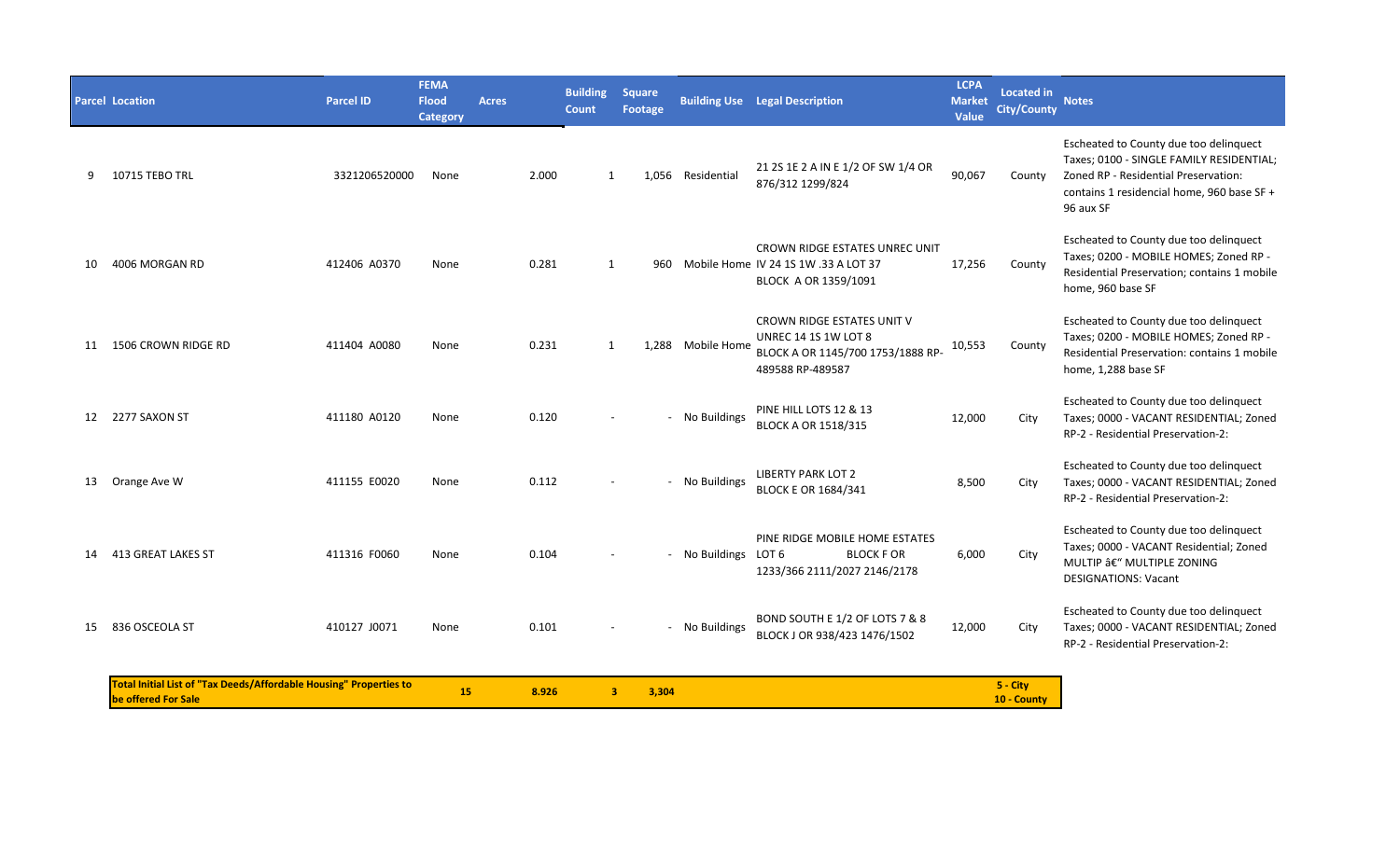| Parcel | Location | Parcel ID | FEMA Flood Category | Acres | Building Count | Square Footage | Building Use | Legal Description | LCPA Market Value | Located in City/County | Notes |
|---|---|---|---|---|---|---|---|---|---|---|---|
| 9 | 10715 TEBO TRL | 3321206520000 | None | 2.000 | 1 | 1,056 | Residential | 21 2S 1E 2 A IN E 1/2 OF SW 1/4 OR 876/312 1299/824 | 90,067 | County | Escheated to County due too delinquect Taxes; 0100 - SINGLE FAMILY RESIDENTIAL; Zoned RP - Residential Preservation: contains 1 residencial home, 960 base SF + 96 aux SF |
| 10 | 4006 MORGAN RD | 412406 A0370 | None | 0.281 | 1 | 960 | Mobile Home | CROWN RIDGE ESTATES UNREC UNIT IV 24 1S 1W .33 A LOT 37 BLOCK A OR 1359/1091 | 17,256 | County | Escheated to County due too delinquect Taxes; 0200 - MOBILE HOMES; Zoned RP - Residential Preservation; contains 1 mobile home, 960 base SF |
| 11 | 1506 CROWN RIDGE RD | 411404 A0080 | None | 0.231 | 1 | 1,288 | Mobile Home | CROWN RIDGE ESTATES UNIT V UNREC 14 1S 1W LOT 8 BLOCK A OR 1145/700 1753/1888 RP-489588 RP-489587 | 10,553 | County | Escheated to County due too delinquect Taxes; 0200 - MOBILE HOMES; Zoned RP - Residential Preservation: contains 1 mobile home, 1,288 base SF |
| 12 | 2277 SAXON ST | 411180 A0120 | None | 0.120 | - | - | No Buildings | PINE HILL LOTS 12 & 13 BLOCK A OR 1518/315 | 12,000 | City | Escheated to County due too delinquect Taxes; 0000 - VACANT RESIDENTIAL; Zoned RP-2 - Residential Preservation-2: |
| 13 | Orange Ave W | 411155 E0020 | None | 0.112 | - | - | No Buildings | LIBERTY PARK LOT 2 BLOCK E OR 1684/341 | 8,500 | City | Escheated to County due too delinquect Taxes; 0000 - VACANT RESIDENTIAL; Zoned RP-2 - Residential Preservation-2: |
| 14 | 413 GREAT LAKES ST | 411316 F0060 | None | 0.104 | - | - | No Buildings | PINE RIDGE MOBILE HOME ESTATES LOT 6 BLOCK F OR 1233/366 2111/2027 2146/2178 | 6,000 | City | Escheated to County due too delinquect Taxes; 0000 - VACANT Residential; Zoned MULTIP â€" MULTIPLE ZONING DESIGNATIONS: Vacant |
| 15 | 836 OSCEOLA ST | 410127 J0071 | None | 0.101 | - | - | No Buildings | BOND SOUTH E 1/2 OF LOTS 7 & 8 BLOCK J OR 938/423 1476/1502 | 12,000 | City | Escheated to County due too delinquect Taxes; 0000 - VACANT RESIDENTIAL; Zoned RP-2 - Residential Preservation-2: |
| | **Total Initial List of "Tax Deeds/Affordable Housing" Properties to be offered For Sale** | | **15** | **8.926** | **3** | **3,304** | | | | **5 - City 10 - County** | |